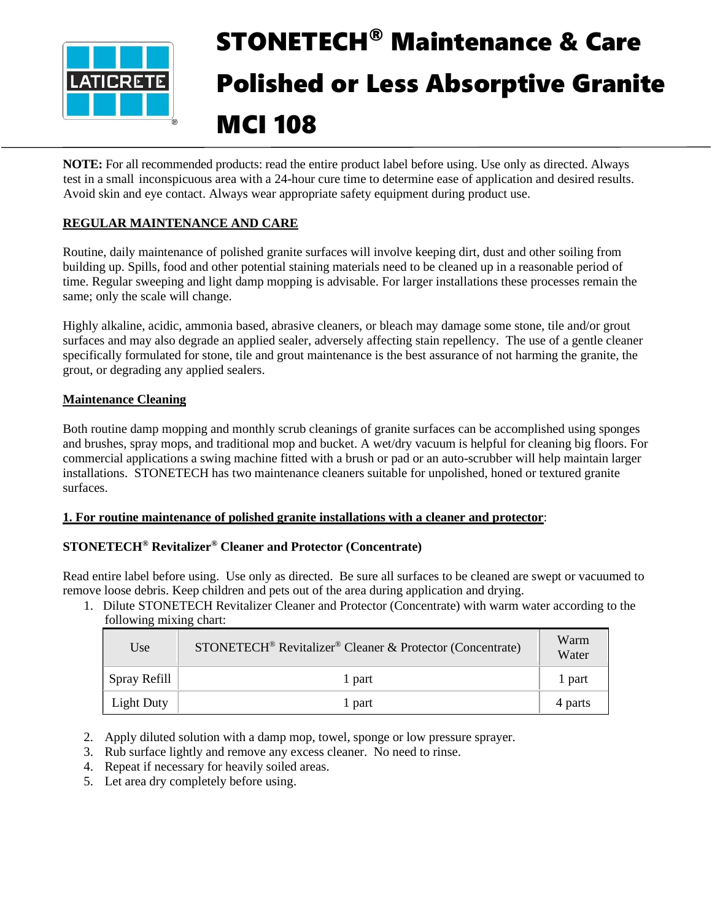# STONETECH® Maintenance & Care Polished or Less Absorptive Granite MCI 108

**NOTE:** For all recommended products: read the entire product label before using. Use only as directed. Always test in a small inconspicuous area with a 24-hour cure time to determine ease of application and desired results. Avoid skin and eye contact. Always wear appropriate safety equipment during product use.

## REGULAR MAINTENANCE AND CARE

Routine, daily maintenance of polished granite surfaces will involve keeping dirt, dust and other soiling from building up. Spills, food and other potential staining materials need to be cleaned up in a reasonable period of time. Regular sweeping and light damp mopping is advisable. For larger installations these processes remain the same; only the scale will change.

Highly alkaline, acidic, ammonia based, abrasive cleaners, or bleach may damage some stone, tile and/or grout surfaces and may also degrade an applied sealer, adversely affecting stain repellency. The use of a gentle cleaner specifically formulated for stone, tile and grout maintenance is the best assurance of not harming the granite, the grout, or degrading any applied sealers.

### Maintenance Cleaning

Both routine damp mopping and monthly scrub cleanings of granite surfaces can be accomplished using sponges and brushes, spray mops, and traditional mop and bucket. A wet/dry vacuum is helpful for cleaning big floors. For commercial applications a swing machine fitted with a brush or pad or an auto-scrubber will help maintain larger installations. STONETECH has two maintenance cleaners suitable for unpolished, honed or textured granite surfaces.

**1. For routine maintenance of polished granite installations with a cleaner and protector**:

**STONETECH® Revitalizer® Cleaner and Protector (Concentrate)**

Read entire label before using. Use only as directed. Be sure all surfaces to be cleaned are swept or vacuumed to remove loose debris. Keep children and pets out of the area during application and drying.

1. Dilute STONETECH Revitalizer Cleaner and Protector (Concentrate) with warm water according to the following mixing chart:

| Use | STONETECH® Revitalizer® Cleaner & Protector (Concentrate) | Warm Water |
|---|---|---|
| Spray Refill | 1 part | 1 part |
| Light Duty | 1 part | 4 parts |

2. Apply diluted solution with a damp mop, towel, sponge or low pressure sprayer.
3. Rub surface lightly and remove any excess cleaner. No need to rinse.
4. Repeat if necessary for heavily soiled areas.
5. Let area dry completely before using.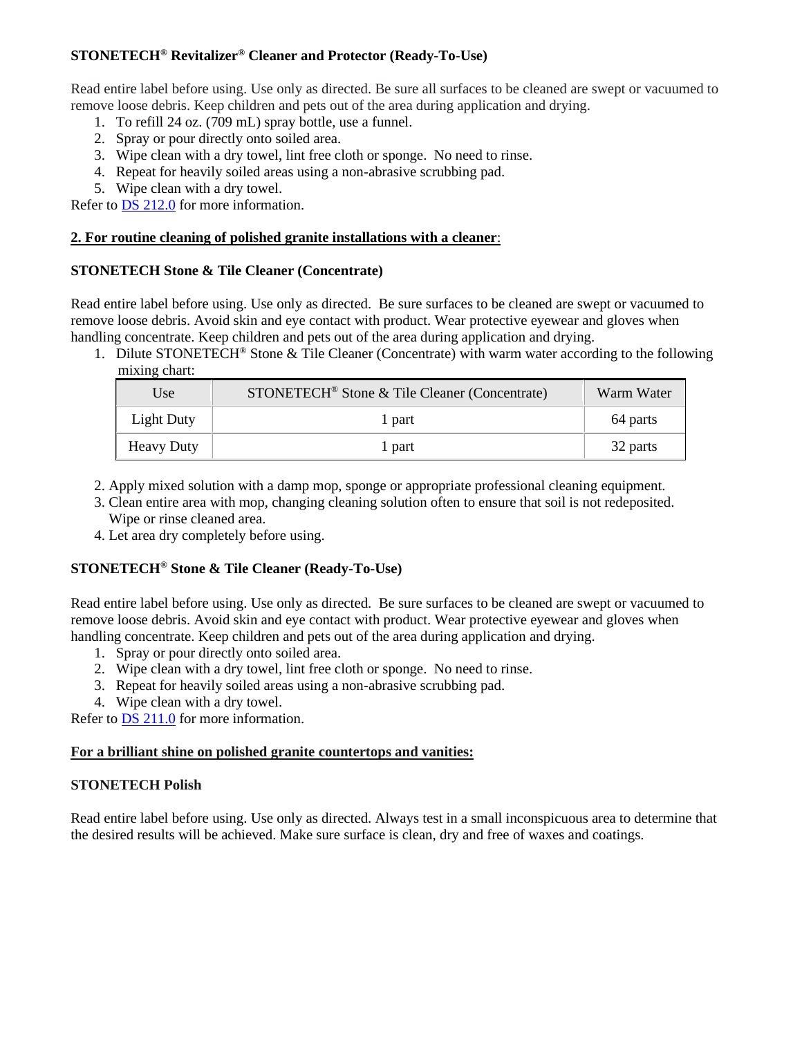**STONETECH® Revitalizer® Cleaner and Protector (Ready-To-Use)**

Read entire label before using. Use only as directed. Be sure all surfaces to be cleaned are swept or vacuumed to remove loose debris. Keep children and pets out of the area during application and drying.

1. To refill 24 oz. (709 mL) spray bottle, use a funnel.
2. Spray or pour directly onto soiled area.
3. Wipe clean with a dry towel, lint free cloth or sponge. No need to rinse.
4. Repeat for heavily soiled areas using a non-abrasive scrubbing pad.
5. Wipe clean with a dry towel.

Refer to [DS 212.0]() for more information.

**<u>2. For routine cleaning of polished granite installations with a cleaner</u>:**

**STONETECH Stone & Tile Cleaner (Concentrate)**

Read entire label before using. Use only as directed. Be sure surfaces to be cleaned are swept or vacuumed to remove loose debris. Avoid skin and eye contact with product. Wear protective eyewear and gloves when handling concentrate. Keep children and pets out of the area during application and drying.

1. Dilute STONETECH® Stone & Tile Cleaner (Concentrate) with warm water according to the following mixing chart:

| Use | STONETECH® Stone & Tile Cleaner (Concentrate) | Warm Water |
|---|---|---|
| Light Duty | 1 part | 64 parts |
| Heavy Duty | 1 part | 32 parts |

2. Apply mixed solution with a damp mop, sponge or appropriate professional cleaning equipment.
3. Clean entire area with mop, changing cleaning solution often to ensure that soil is not redeposited. Wipe or rinse cleaned area.
4. Let area dry completely before using.

**STONETECH® Stone & Tile Cleaner (Ready-To-Use)**

Read entire label before using. Use only as directed. Be sure surfaces to be cleaned are swept or vacuumed to remove loose debris. Avoid skin and eye contact with product. Wear protective eyewear and gloves when handling concentrate. Keep children and pets out of the area during application and drying.

1. Spray or pour directly onto soiled area.
2. Wipe clean with a dry towel, lint free cloth or sponge. No need to rinse.
3. Repeat for heavily soiled areas using a non-abrasive scrubbing pad.
4. Wipe clean with a dry towel.

Refer to [DS 211.0]() for more information.

**<u>For a brilliant shine on polished granite countertops and vanities:</u>**

**STONETECH Polish**

Read entire label before using. Use only as directed. Always test in a small inconspicuous area to determine that the desired results will be achieved. Make sure surface is clean, dry and free of waxes and coatings.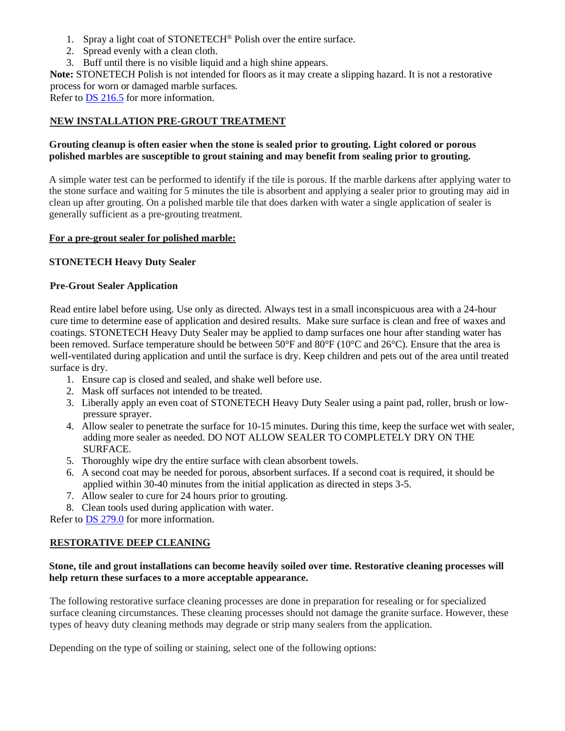1. Spray a light coat of STONETECH® Polish over the entire surface.
2. Spread evenly with a clean cloth.
3. Buff until there is no visible liquid and a high shine appears.

**Note:** STONETECH Polish is not intended for floors as it may create a slipping hazard. It is not a restorative process for worn or damaged marble surfaces.

Refer to DS 216.5 for more information.

## NEW INSTALLATION PRE-GROUT TREATMENT

**Grouting cleanup is often easier when the stone is sealed prior to grouting. Light colored or porous polished marbles are susceptible to grout staining and may benefit from sealing prior to grouting.**

A simple water test can be performed to identify if the tile is porous. If the marble darkens after applying water to the stone surface and waiting for 5 minutes the tile is absorbent and applying a sealer prior to grouting may aid in clean up after grouting. On a polished marble tile that does darken with water a single application of sealer is generally sufficient as a pre-grouting treatment.

### For a pre-grout sealer for polished marble:

**STONETECH Heavy Duty Sealer**

**Pre-Grout Sealer Application**

Read entire label before using. Use only as directed. Always test in a small inconspicuous area with a 24-hour cure time to determine ease of application and desired results. Make sure surface is clean and free of waxes and coatings. STONETECH Heavy Duty Sealer may be applied to damp surfaces one hour after standing water has been removed. Surface temperature should be between 50°F and 80°F (10°C and 26°C). Ensure that the area is well-ventilated during application and until the surface is dry. Keep children and pets out of the area until treated surface is dry.

1. Ensure cap is closed and sealed, and shake well before use.
2. Mask off surfaces not intended to be treated.
3. Liberally apply an even coat of STONETECH Heavy Duty Sealer using a paint pad, roller, brush or low-pressure sprayer.
4. Allow sealer to penetrate the surface for 10-15 minutes. During this time, keep the surface wet with sealer, adding more sealer as needed. DO NOT ALLOW SEALER TO COMPLETELY DRY ON THE SURFACE.
5. Thoroughly wipe dry the entire surface with clean absorbent towels.
6. A second coat may be needed for porous, absorbent surfaces. If a second coat is required, it should be applied within 30-40 minutes from the initial application as directed in steps 3-5.
7. Allow sealer to cure for 24 hours prior to grouting.
8. Clean tools used during application with water.

Refer to DS 279.0 for more information.

## RESTORATIVE DEEP CLEANING

**Stone, tile and grout installations can become heavily soiled over time. Restorative cleaning processes will help return these surfaces to a more acceptable appearance.**

The following restorative surface cleaning processes are done in preparation for resealing or for specialized surface cleaning circumstances. These cleaning processes should not damage the granite surface. However, these types of heavy duty cleaning methods may degrade or strip many sealers from the application.

Depending on the type of soiling or staining, select one of the following options: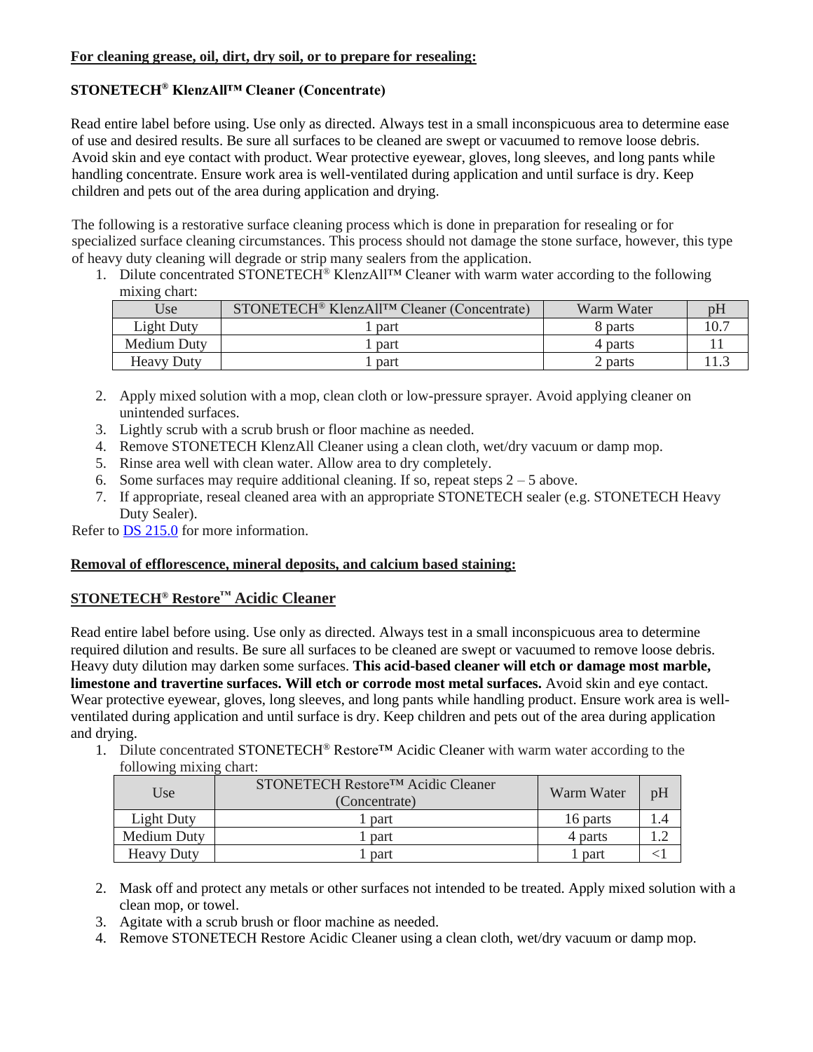**For cleaning grease, oil, dirt, dry soil, or to prepare for resealing:**

**STONETECH® KlenzAll™ Cleaner (Concentrate)**

Read entire label before using. Use only as directed. Always test in a small inconspicuous area to determine ease of use and desired results. Be sure all surfaces to be cleaned are swept or vacuumed to remove loose debris. Avoid skin and eye contact with product. Wear protective eyewear, gloves, long sleeves, and long pants while handling concentrate. Ensure work area is well-ventilated during application and until surface is dry. Keep children and pets out of the area during application and drying.

The following is a restorative surface cleaning process which is done in preparation for resealing or for specialized surface cleaning circumstances. This process should not damage the stone surface, however, this type of heavy duty cleaning will degrade or strip many sealers from the application.

1. Dilute concentrated STONETECH® KlenzAll™ Cleaner with warm water according to the following mixing chart:

| Use | STONETECH® KlenzAll™ Cleaner (Concentrate) | Warm Water | pH |
|---|---|---|---|
| Light Duty | 1 part | 8 parts | 10.7 |
| Medium Duty | 1 part | 4 parts | 11 |
| Heavy Duty | 1 part | 2 parts | 11.3 |

2. Apply mixed solution with a mop, clean cloth or low-pressure sprayer. Avoid applying cleaner on unintended surfaces.
3. Lightly scrub with a scrub brush or floor machine as needed.
4. Remove STONETECH KlenzAll Cleaner using a clean cloth, wet/dry vacuum or damp mop.
5. Rinse area well with clean water. Allow area to dry completely.
6. Some surfaces may require additional cleaning. If so, repeat steps 2 – 5 above.
7. If appropriate, reseal cleaned area with an appropriate STONETECH sealer (e.g. STONETECH Heavy Duty Sealer).

Refer to DS 215.0 for more information.

**Removal of efflorescence, mineral deposits, and calcium based staining:**

**STONETECH® Restore™ Acidic Cleaner**

Read entire label before using. Use only as directed. Always test in a small inconspicuous area to determine required dilution and results. Be sure all surfaces to be cleaned are swept or vacuumed to remove loose debris. Heavy duty dilution may darken some surfaces. **This acid-based cleaner will etch or damage most marble, limestone and travertine surfaces. Will etch or corrode most metal surfaces.** Avoid skin and eye contact. Wear protective eyewear, gloves, long sleeves, and long pants while handling product. Ensure work area is well-ventilated during application and until surface is dry. Keep children and pets out of the area during application and drying.

1. Dilute concentrated STONETECH® Restore™ Acidic Cleaner with warm water according to the following mixing chart:

| Use | STONETECH Restore™ Acidic Cleaner (Concentrate) | Warm Water | pH |
|---|---|---|---|
| Light Duty | 1 part | 16 parts | 1.4 |
| Medium Duty | 1 part | 4 parts | 1.2 |
| Heavy Duty | 1 part | 1 part | <1 |

2. Mask off and protect any metals or other surfaces not intended to be treated. Apply mixed solution with a clean mop, or towel.
3. Agitate with a scrub brush or floor machine as needed.
4. Remove STONETECH Restore Acidic Cleaner using a clean cloth, wet/dry vacuum or damp mop.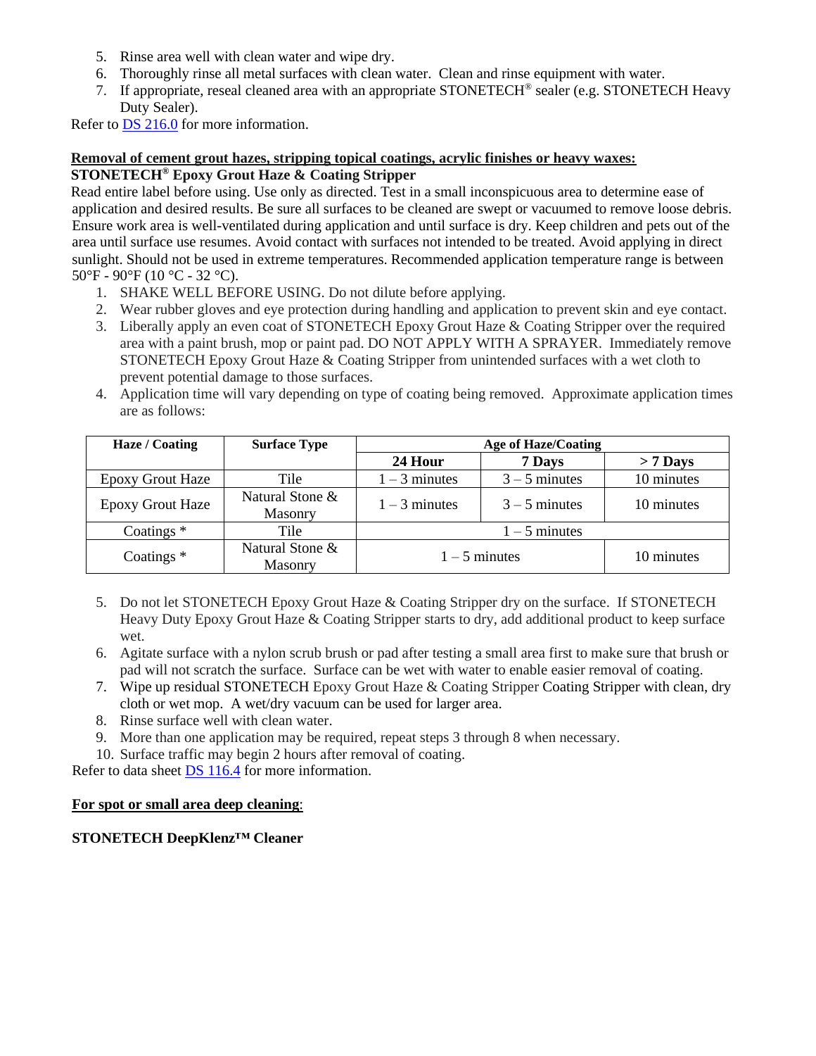5. Rinse area well with clean water and wipe dry.
6. Thoroughly rinse all metal surfaces with clean water. Clean and rinse equipment with water.
7. If appropriate, reseal cleaned area with an appropriate STONETECH® sealer (e.g. STONETECH Heavy Duty Sealer).

Refer to DS 216.0 for more information.

**Removal of cement grout hazes, stripping topical coatings, acrylic finishes or heavy waxes:**

**STONETECH® Epoxy Grout Haze & Coating Stripper**

Read entire label before using. Use only as directed. Test in a small inconspicuous area to determine ease of application and desired results. Be sure all surfaces to be cleaned are swept or vacuumed to remove loose debris. Ensure work area is well-ventilated during application and until surface is dry. Keep children and pets out of the area until surface use resumes. Avoid contact with surfaces not intended to be treated. Avoid applying in direct sunlight. Should not be used in extreme temperatures. Recommended application temperature range is between 50°F - 90°F (10 °C - 32 °C).

1. SHAKE WELL BEFORE USING. Do not dilute before applying.
2. Wear rubber gloves and eye protection during handling and application to prevent skin and eye contact.
3. Liberally apply an even coat of STONETECH Epoxy Grout Haze & Coating Stripper over the required area with a paint brush, mop or paint pad. DO NOT APPLY WITH A SPRAYER. Immediately remove STONETECH Epoxy Grout Haze & Coating Stripper from unintended surfaces with a wet cloth to prevent potential damage to those surfaces.
4. Application time will vary depending on type of coating being removed. Approximate application times are as follows:

| Haze / Coating | Surface Type | Age of Haze/Coating | | |
|---|---|---|---|---|
| | | 24 Hour | 7 Days | > 7 Days |
| Epoxy Grout Haze | Tile | 1 – 3 minutes | 3 – 5 minutes | 10 minutes |
| Epoxy Grout Haze | Natural Stone & Masonry | 1 – 3 minutes | 3 – 5 minutes | 10 minutes |
| Coatings * | Tile | 1 – 5 minutes | | |
| Coatings * | Natural Stone & Masonry | 1 – 5 minutes | | 10 minutes |

5. Do not let STONETECH Epoxy Grout Haze & Coating Stripper dry on the surface. If STONETECH Heavy Duty Epoxy Grout Haze & Coating Stripper starts to dry, add additional product to keep surface wet.
6. Agitate surface with a nylon scrub brush or pad after testing a small area first to make sure that brush or pad will not scratch the surface. Surface can be wet with water to enable easier removal of coating.
7. Wipe up residual STONETECH Epoxy Grout Haze & Coating Stripper Coating Stripper with clean, dry cloth or wet mop. A wet/dry vacuum can be used for larger area.
8. Rinse surface well with clean water.
9. More than one application may be required, repeat steps 3 through 8 when necessary.
10. Surface traffic may begin 2 hours after removal of coating.

Refer to data sheet DS 116.4 for more information.

**For spot or small area deep cleaning:**

**STONETECH DeepKlenz™ Cleaner**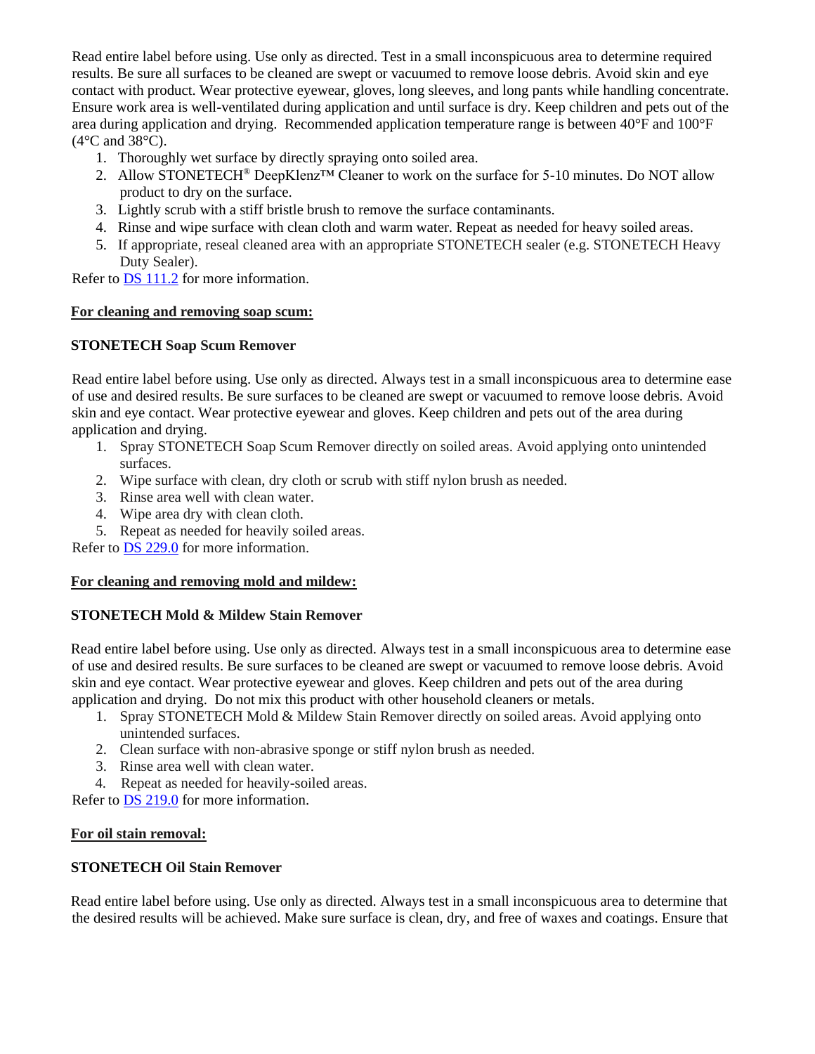Read entire label before using. Use only as directed. Test in a small inconspicuous area to determine required results. Be sure all surfaces to be cleaned are swept or vacuumed to remove loose debris. Avoid skin and eye contact with product. Wear protective eyewear, gloves, long sleeves, and long pants while handling concentrate. Ensure work area is well-ventilated during application and until surface is dry. Keep children and pets out of the area during application and drying. Recommended application temperature range is between 40°F and 100°F (4°C and 38°C).

1. Thoroughly wet surface by directly spraying onto soiled area.
2. Allow STONETECH® DeepKlenz™ Cleaner to work on the surface for 5-10 minutes. Do NOT allow product to dry on the surface.
3. Lightly scrub with a stiff bristle brush to remove the surface contaminants.
4. Rinse and wipe surface with clean cloth and warm water. Repeat as needed for heavy soiled areas.
5. If appropriate, reseal cleaned area with an appropriate STONETECH sealer (e.g. STONETECH Heavy Duty Sealer).

Refer to DS 111.2 for more information.

**For cleaning and removing soap scum:**

**STONETECH Soap Scum Remover**

Read entire label before using. Use only as directed. Always test in a small inconspicuous area to determine ease of use and desired results. Be sure surfaces to be cleaned are swept or vacuumed to remove loose debris. Avoid skin and eye contact. Wear protective eyewear and gloves. Keep children and pets out of the area during application and drying.

1. Spray STONETECH Soap Scum Remover directly on soiled areas. Avoid applying onto unintended surfaces.
2. Wipe surface with clean, dry cloth or scrub with stiff nylon brush as needed.
3. Rinse area well with clean water.
4. Wipe area dry with clean cloth.
5. Repeat as needed for heavily soiled areas.

Refer to DS 229.0 for more information.

**For cleaning and removing mold and mildew:**

**STONETECH Mold & Mildew Stain Remover**

Read entire label before using. Use only as directed. Always test in a small inconspicuous area to determine ease of use and desired results. Be sure surfaces to be cleaned are swept or vacuumed to remove loose debris. Avoid skin and eye contact. Wear protective eyewear and gloves. Keep children and pets out of the area during application and drying. Do not mix this product with other household cleaners or metals.

1. Spray STONETECH Mold & Mildew Stain Remover directly on soiled areas. Avoid applying onto unintended surfaces.
2. Clean surface with non-abrasive sponge or stiff nylon brush as needed.
3. Rinse area well with clean water.
4. Repeat as needed for heavily-soiled areas.

Refer to DS 219.0 for more information.

**For oil stain removal:**

**STONETECH Oil Stain Remover**

Read entire label before using. Use only as directed. Always test in a small inconspicuous area to determine that the desired results will be achieved. Make sure surface is clean, dry, and free of waxes and coatings. Ensure that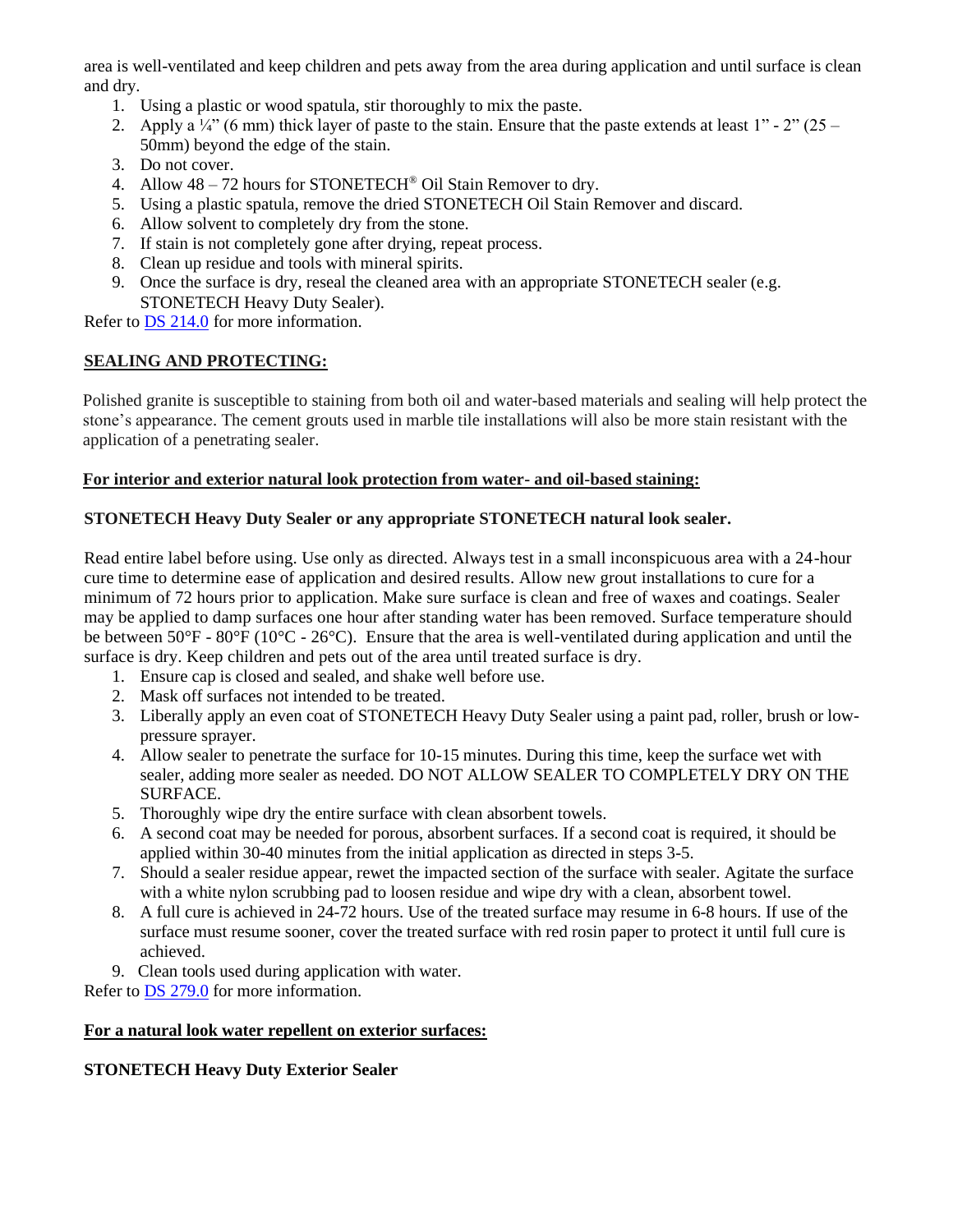area is well-ventilated and keep children and pets away from the area during application and until surface is clean and dry.

1. Using a plastic or wood spatula, stir thoroughly to mix the paste.
2. Apply a ¼" (6 mm) thick layer of paste to the stain. Ensure that the paste extends at least 1" - 2" (25 – 50mm) beyond the edge of the stain.
3. Do not cover.
4. Allow 48 – 72 hours for STONETECH® Oil Stain Remover to dry.
5. Using a plastic spatula, remove the dried STONETECH Oil Stain Remover and discard.
6. Allow solvent to completely dry from the stone.
7. If stain is not completely gone after drying, repeat process.
8. Clean up residue and tools with mineral spirits.
9. Once the surface is dry, reseal the cleaned area with an appropriate STONETECH sealer (e.g. STONETECH Heavy Duty Sealer).

Refer to DS 214.0 for more information.

## SEALING AND PROTECTING:

Polished granite is susceptible to staining from both oil and water-based materials and sealing will help protect the stone's appearance. The cement grouts used in marble tile installations will also be more stain resistant with the application of a penetrating sealer.

### For interior and exterior natural look protection from water- and oil-based staining:

**STONETECH Heavy Duty Sealer or any appropriate STONETECH natural look sealer.**

Read entire label before using. Use only as directed. Always test in a small inconspicuous area with a 24-hour cure time to determine ease of application and desired results. Allow new grout installations to cure for a minimum of 72 hours prior to application. Make sure surface is clean and free of waxes and coatings. Sealer may be applied to damp surfaces one hour after standing water has been removed. Surface temperature should be between 50°F - 80°F (10°C - 26°C). Ensure that the area is well-ventilated during application and until the surface is dry. Keep children and pets out of the area until treated surface is dry.

1. Ensure cap is closed and sealed, and shake well before use.
2. Mask off surfaces not intended to be treated.
3. Liberally apply an even coat of STONETECH Heavy Duty Sealer using a paint pad, roller, brush or low-pressure sprayer.
4. Allow sealer to penetrate the surface for 10-15 minutes. During this time, keep the surface wet with sealer, adding more sealer as needed. DO NOT ALLOW SEALER TO COMPLETELY DRY ON THE SURFACE.
5. Thoroughly wipe dry the entire surface with clean absorbent towels.
6. A second coat may be needed for porous, absorbent surfaces. If a second coat is required, it should be applied within 30-40 minutes from the initial application as directed in steps 3-5.
7. Should a sealer residue appear, rewet the impacted section of the surface with sealer. Agitate the surface with a white nylon scrubbing pad to loosen residue and wipe dry with a clean, absorbent towel.
8. A full cure is achieved in 24-72 hours. Use of the treated surface may resume in 6-8 hours. If use of the surface must resume sooner, cover the treated surface with red rosin paper to protect it until full cure is achieved.
9. Clean tools used during application with water.

Refer to DS 279.0 for more information.

### For a natural look water repellent on exterior surfaces:

**STONETECH Heavy Duty Exterior Sealer**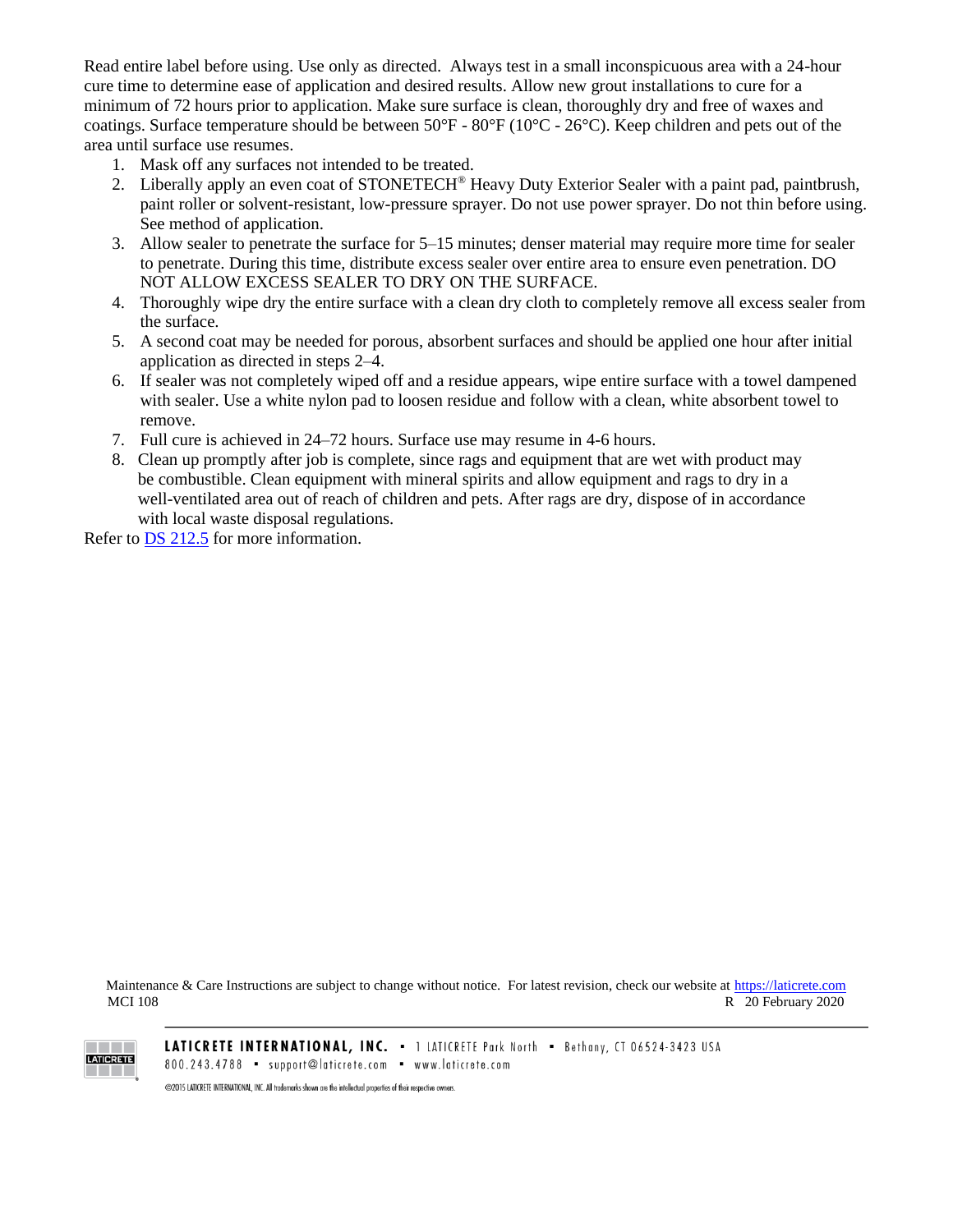Read entire label before using. Use only as directed. Always test in a small inconspicuous area with a 24-hour cure time to determine ease of application and desired results. Allow new grout installations to cure for a minimum of 72 hours prior to application. Make sure surface is clean, thoroughly dry and free of waxes and coatings. Surface temperature should be between 50°F - 80°F (10°C - 26°C). Keep children and pets out of the area until surface use resumes.

1. Mask off any surfaces not intended to be treated.
2. Liberally apply an even coat of STONETECH® Heavy Duty Exterior Sealer with a paint pad, paintbrush, paint roller or solvent-resistant, low-pressure sprayer. Do not use power sprayer. Do not thin before using. See method of application.
3. Allow sealer to penetrate the surface for 5–15 minutes; denser material may require more time for sealer to penetrate. During this time, distribute excess sealer over entire area to ensure even penetration. DO NOT ALLOW EXCESS SEALER TO DRY ON THE SURFACE.
4. Thoroughly wipe dry the entire surface with a clean dry cloth to completely remove all excess sealer from the surface.
5. A second coat may be needed for porous, absorbent surfaces and should be applied one hour after initial application as directed in steps 2–4.
6. If sealer was not completely wiped off and a residue appears, wipe entire surface with a towel dampened with sealer. Use a white nylon pad to loosen residue and follow with a clean, white absorbent towel to remove.
7. Full cure is achieved in 24–72 hours. Surface use may resume in 4-6 hours.
8. Clean up promptly after job is complete, since rags and equipment that are wet with product may be combustible. Clean equipment with mineral spirits and allow equipment and rags to dry in a well-ventilated area out of reach of children and pets. After rags are dry, dispose of in accordance with local waste disposal regulations.

Refer to DS 212.5 for more information.

Maintenance & Care Instructions are subject to change without notice. For latest revision, check our website at https://laticrete.com

MCI 108 R 20 February 2020

**LATICRETE INTERNATIONAL, INC.** ▪ 1 LATICRETE Park North ▪ Bethany, CT 06524-3423 USA

800.243.4788 ▪ support@laticrete.com ▪ www.laticrete.com

©2015 LATICRETE INTERNATIONAL, INC. All trademarks shown are the intellectual properties of their respective owners.